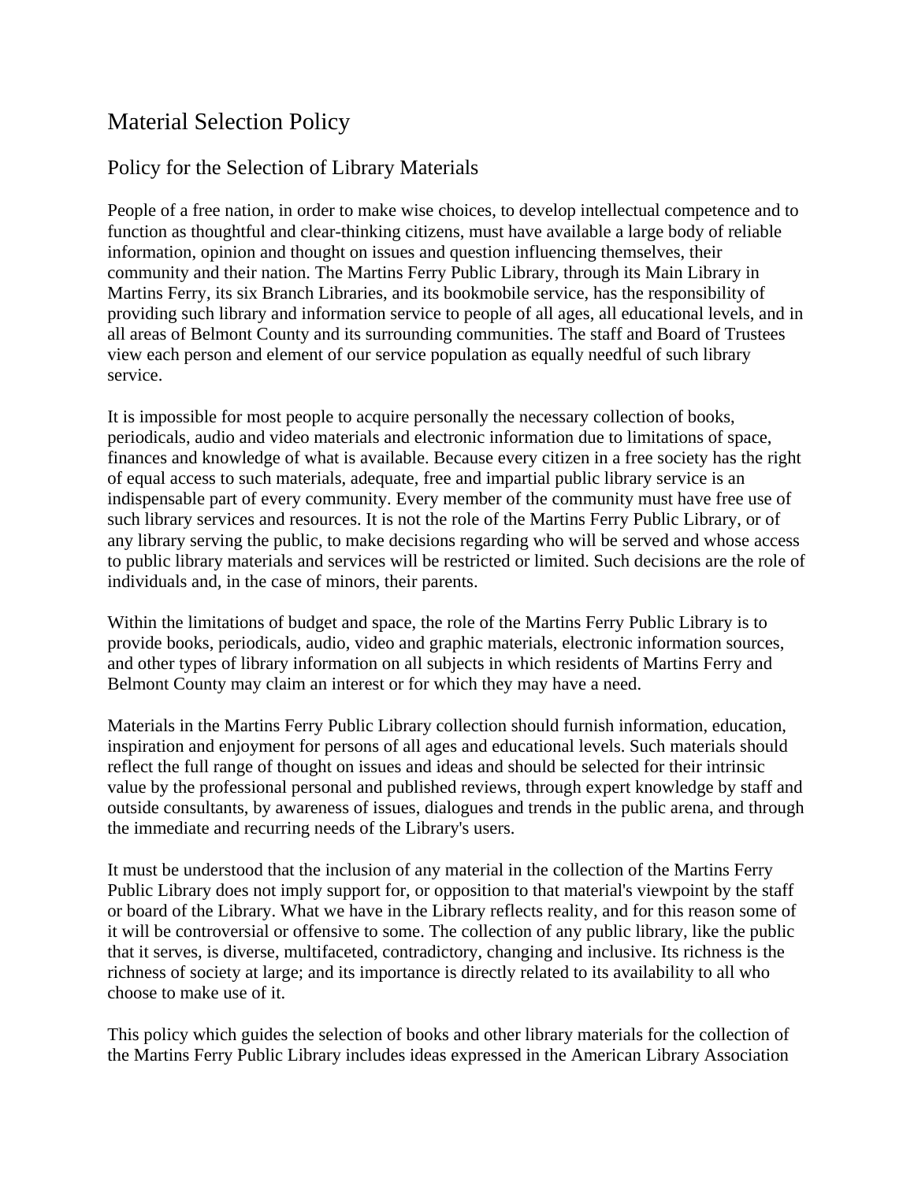# Material Selection Policy

## Policy for the Selection of Library Materials

People of a free nation, in order to make wise choices, to develop intellectual competence and to function as thoughtful and clear-thinking citizens, must have available a large body of reliable information, opinion and thought on issues and question influencing themselves, their community and their nation. The Martins Ferry Public Library, through its Main Library in Martins Ferry, its six Branch Libraries, and its bookmobile service, has the responsibility of providing such library and information service to people of all ages, all educational levels, and in all areas of Belmont County and its surrounding communities. The staff and Board of Trustees view each person and element of our service population as equally needful of such library service.

It is impossible for most people to acquire personally the necessary collection of books, periodicals, audio and video materials and electronic information due to limitations of space, finances and knowledge of what is available. Because every citizen in a free society has the right of equal access to such materials, adequate, free and impartial public library service is an indispensable part of every community. Every member of the community must have free use of such library services and resources. It is not the role of the Martins Ferry Public Library, or of any library serving the public, to make decisions regarding who will be served and whose access to public library materials and services will be restricted or limited. Such decisions are the role of individuals and, in the case of minors, their parents.

Within the limitations of budget and space, the role of the Martins Ferry Public Library is to provide books, periodicals, audio, video and graphic materials, electronic information sources, and other types of library information on all subjects in which residents of Martins Ferry and Belmont County may claim an interest or for which they may have a need.

Materials in the Martins Ferry Public Library collection should furnish information, education, inspiration and enjoyment for persons of all ages and educational levels. Such materials should reflect the full range of thought on issues and ideas and should be selected for their intrinsic value by the professional personal and published reviews, through expert knowledge by staff and outside consultants, by awareness of issues, dialogues and trends in the public arena, and through the immediate and recurring needs of the Library's users.

It must be understood that the inclusion of any material in the collection of the Martins Ferry Public Library does not imply support for, or opposition to that material's viewpoint by the staff or board of the Library. What we have in the Library reflects reality, and for this reason some of it will be controversial or offensive to some. The collection of any public library, like the public that it serves, is diverse, multifaceted, contradictory, changing and inclusive. Its richness is the richness of society at large; and its importance is directly related to its availability to all who choose to make use of it.

This policy which guides the selection of books and other library materials for the collection of the Martins Ferry Public Library includes ideas expressed in the American Library Association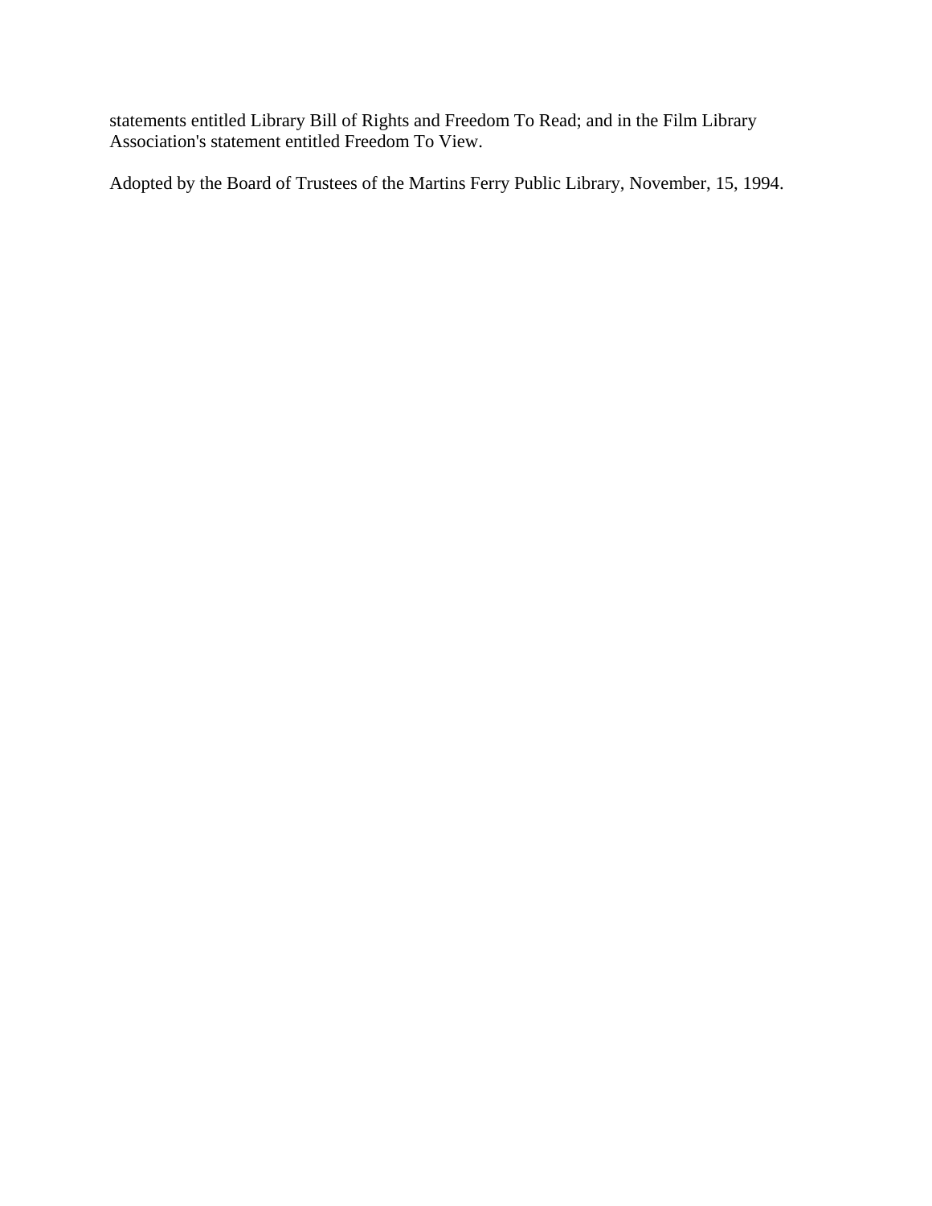statements entitled Library Bill of Rights and Freedom To Read; and in the Film Library Association's statement entitled Freedom To View.

Adopted by the Board of Trustees of the Martins Ferry Public Library, November, 15, 1994.